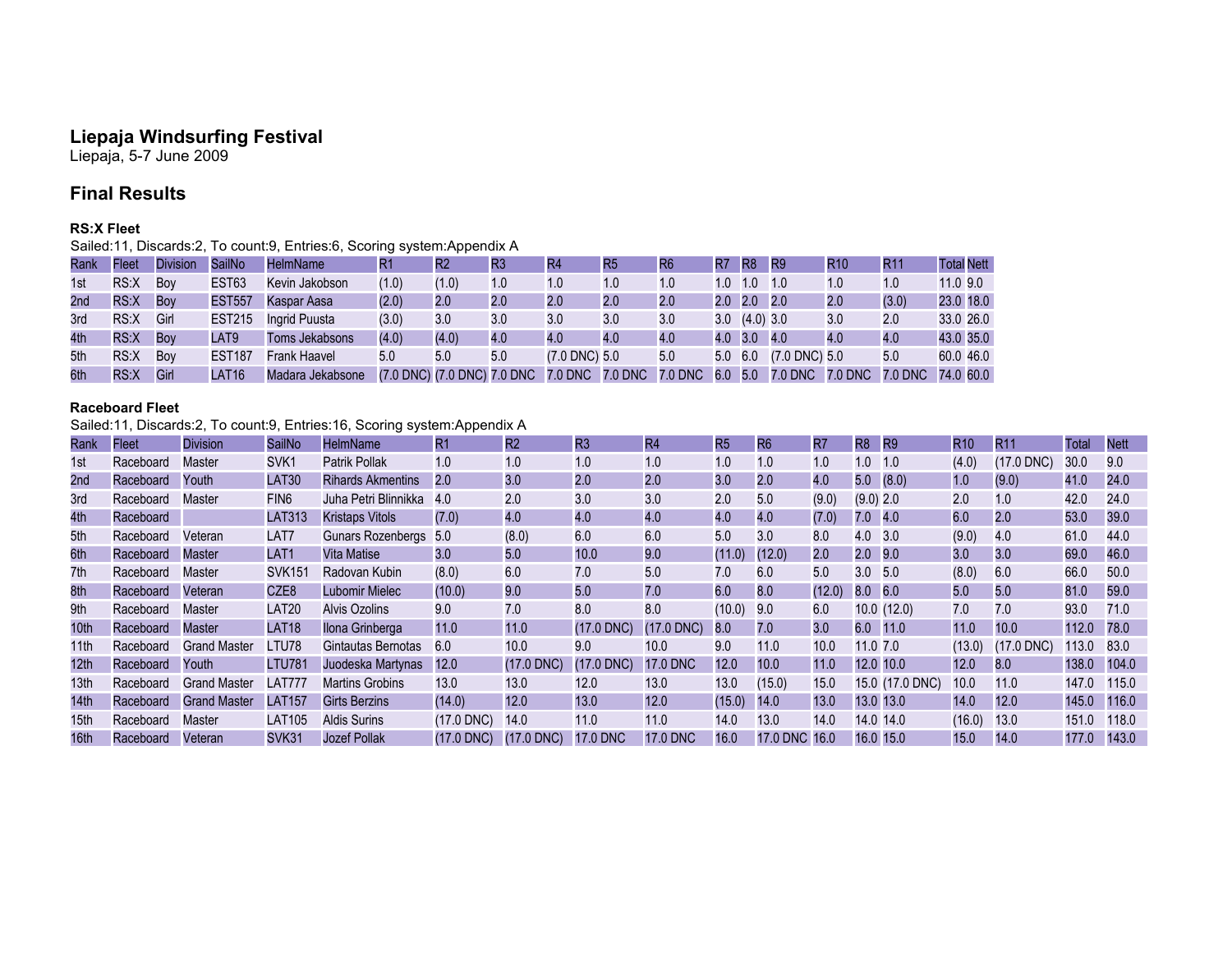# Liepaja Windsurfing Festival

Liepaja, 5-7 June 2009

## Final Results

### RS:X Fleet

Sailed:11, Discards:2, To count:9, Entries:6, Scoring system:Appendix A

| Rank | Fleet | Division | SailNo | HelmName | R1 | R2 | R3 | R4 | R5 | R6 | R7 | R8 | R9 | R10 | R11 | Total | Nett |
|---|---|---|---|---|---|---|---|---|---|---|---|---|---|---|---|---|---|
| 1st | RS:X | Boy | EST63 | Kevin Jakobson | (1.0) | (1.0) | 1.0 | 1.0 | 1.0 | 1.0 | 1.0 | 1.0 | 1.0 | 1.0 | 1.0 | 11.0 | 9.0 |
| 2nd | RS:X | Boy | EST557 | Kaspar Aasa | (2.0) | 2.0 | 2.0 | 2.0 | 2.0 | 2.0 | 2.0 | 2.0 | 2.0 | 2.0 | (3.0) | 23.0 | 18.0 |
| 3rd | RS:X | Girl | EST215 | Ingrid Puusta | (3.0) | 3.0 | 3.0 | 3.0 | 3.0 | 3.0 | 3.0 | (4.0) | 3.0 | 3.0 | 2.0 | 33.0 | 26.0 |
| 4th | RS:X | Boy | LAT9 | Toms Jekabsons | (4.0) | (4.0) | 4.0 | 4.0 | 4.0 | 4.0 | 4.0 | 3.0 | 4.0 | 4.0 | 4.0 | 43.0 | 35.0 |
| 5th | RS:X | Boy | EST187 | Frank Haavel | 5.0 | 5.0 | 5.0 | (7.0 DNC) | 5.0 | 5.0 | 5.0 | 6.0 | (7.0 DNC) | 5.0 | 5.0 | 60.0 | 46.0 |
| 6th | RS:X | Girl | LAT16 | Madara Jekabsone | (7.0 DNC) | (7.0 DNC) | 7.0 DNC | 7.0 DNC | 7.0 DNC | 7.0 DNC | 6.0 | 5.0 | 7.0 DNC | 7.0 DNC | 7.0 DNC | 74.0 | 60.0 |

### Raceboard Fleet

Sailed:11, Discards:2, To count:9, Entries:16, Scoring system:Appendix A

| Rank | Fleet | Division | SailNo | HelmName | R1 | R2 | R3 | R4 | R5 | R6 | R7 | R8 | R9 | R10 | R11 | Total | Nett |
|---|---|---|---|---|---|---|---|---|---|---|---|---|---|---|---|---|---|
| 1st | Raceboard | Master | SVK1 | Patrik Pollak | 1.0 | 1.0 | 1.0 | 1.0 | 1.0 | 1.0 | 1.0 | 1.0 | 1.0 | (4.0) | (17.0 DNC) | 30.0 | 9.0 |
| 2nd | Raceboard | Youth | LAT30 | Rihards Akmentins | 2.0 | 3.0 | 2.0 | 2.0 | 3.0 | 2.0 | 4.0 | 5.0 | (8.0) | 1.0 | (9.0) | 41.0 | 24.0 |
| 3rd | Raceboard | Master | FIN6 | Juha Petri Blinnikka | 4.0 | 2.0 | 3.0 | 3.0 | 2.0 | 5.0 | (9.0) | (9.0) | 2.0 | 2.0 | 1.0 | 42.0 | 24.0 |
| 4th | Raceboard | | LAT313 | Kristaps Vitols | (7.0) | 4.0 | 4.0 | 4.0 | 4.0 | 4.0 | (7.0) | 7.0 | 4.0 | 6.0 | 2.0 | 53.0 | 39.0 |
| 5th | Raceboard | Veteran | LAT7 | Gunars Rozenbergs | 5.0 | (8.0) | 6.0 | 6.0 | 5.0 | 3.0 | 8.0 | 4.0 | 3.0 | (9.0) | 4.0 | 61.0 | 44.0 |
| 6th | Raceboard | Master | LAT1 | Vita Matise | 3.0 | 5.0 | 10.0 | 9.0 | (11.0) | (12.0) | 2.0 | 2.0 | 9.0 | 3.0 | 3.0 | 69.0 | 46.0 |
| 7th | Raceboard | Master | SVK151 | Radovan Kubin | (8.0) | 6.0 | 7.0 | 5.0 | 7.0 | 6.0 | 5.0 | 3.0 | 5.0 | (8.0) | 6.0 | 66.0 | 50.0 |
| 8th | Raceboard | Veteran | CZE8 | Lubomir Mielec | (10.0) | 9.0 | 5.0 | 7.0 | 6.0 | 8.0 | (12.0) | 8.0 | 6.0 | 5.0 | 5.0 | 81.0 | 59.0 |
| 9th | Raceboard | Master | LAT20 | Alvis Ozolins | 9.0 | 7.0 | 8.0 | 8.0 | (10.0) | 9.0 | 6.0 | 10.0 | (12.0) | 7.0 | 7.0 | 93.0 | 71.0 |
| 10th | Raceboard | Master | LAT18 | Ilona Grinberga | 11.0 | 11.0 | (17.0 DNC) | (17.0 DNC) | 8.0 | 7.0 | 3.0 | 6.0 | 11.0 | 11.0 | 10.0 | 112.0 | 78.0 |
| 11th | Raceboard | Grand Master | LTU78 | Gintautas Bernotas | 6.0 | 10.0 | 9.0 | 10.0 | 9.0 | 11.0 | 10.0 | 11.0 | 7.0 | (13.0) | (17.0 DNC) | 113.0 | 83.0 |
| 12th | Raceboard | Youth | LTU781 | Juodeska Martynas | 12.0 | (17.0 DNC) | (17.0 DNC) | 17.0 DNC | 12.0 | 10.0 | 11.0 | 12.0 | 10.0 | 12.0 | 8.0 | 138.0 | 104.0 |
| 13th | Raceboard | Grand Master | LAT777 | Martins Grobins | 13.0 | 13.0 | 12.0 | 13.0 | 13.0 | (15.0) | 15.0 | 15.0 | (17.0 DNC) | 10.0 | 11.0 | 147.0 | 115.0 |
| 14th | Raceboard | Grand Master | LAT157 | Girts Berzins | (14.0) | 12.0 | 13.0 | 12.0 | (15.0) | 14.0 | 13.0 | 13.0 | 13.0 | 14.0 | 12.0 | 145.0 | 116.0 |
| 15th | Raceboard | Master | LAT105 | Aldis Surins | (17.0 DNC) | 14.0 | 11.0 | 11.0 | 14.0 | 13.0 | 14.0 | 14.0 | 14.0 | (16.0) | 13.0 | 151.0 | 118.0 |
| 16th | Raceboard | Veteran | SVK31 | Jozef Pollak | (17.0 DNC) | (17.0 DNC) | 17.0 DNC | 17.0 DNC | 16.0 | 17.0 DNC | 16.0 | 16.0 | 15.0 | 15.0 | 14.0 | 177.0 | 143.0 |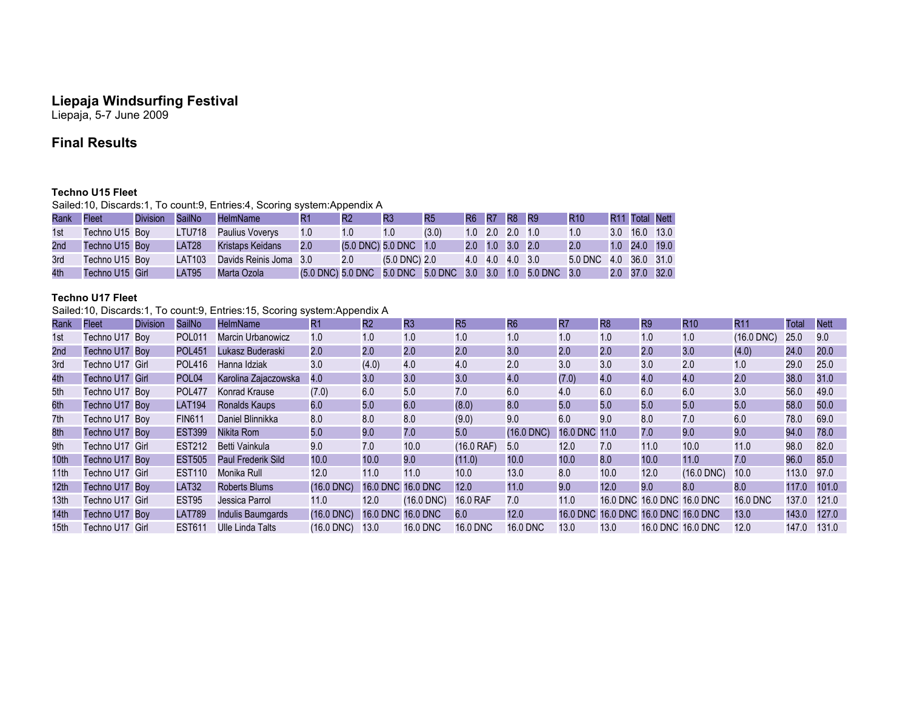# Liepaja Windsurfing Festival

Liepaja, 5-7 June 2009

## Final Results

### Techno U15 Fleet

Sailed:10, Discards:1, To count:9, Entries:4, Scoring system:Appendix A

| Rank | Fleet | Division | SailNo | HelmName | R1 | R2 | R3 | R5 | R6 | R7 | R8 | R9 | R10 | R11 | Total | Nett |
|---|---|---|---|---|---|---|---|---|---|---|---|---|---|---|---|---|
| 1st | Techno U15 | Boy | LTU718 | Paulius Voverys | 1.0 | 1.0 | 1.0 | (3.0) | 1.0 | 2.0 | 2.0 | 1.0 | 1.0 | 3.0 | 16.0 | 13.0 |
| 2nd | Techno U15 | Boy | LAT28 | Kristaps Keidans | 2.0 | (5.0 DNC) | 5.0 DNC | 1.0 | 2.0 | 1.0 | 3.0 | 2.0 | 2.0 | 1.0 | 24.0 | 19.0 |
| 3rd | Techno U15 | Boy | LAT103 | Davids Reinis Joma | 3.0 | 2.0 | (5.0 DNC) | 2.0 | 4.0 | 4.0 | 4.0 | 3.0 | 5.0 DNC | 4.0 | 36.0 | 31.0 |
| 4th | Techno U15 | Girl | LAT95 | Marta Ozola | (5.0 DNC) | 5.0 DNC | 5.0 DNC | 5.0 DNC | 3.0 | 3.0 | 1.0 | 5.0 DNC | 3.0 | 2.0 | 37.0 | 32.0 |

### Techno U17 Fleet

Sailed:10, Discards:1, To count:9, Entries:15, Scoring system:Appendix A

| Rank | Fleet | Division | SailNo | HelmName | R1 | R2 | R3 | R5 | R6 | R7 | R8 | R9 | R10 | R11 | Total | Nett |
|---|---|---|---|---|---|---|---|---|---|---|---|---|---|---|---|---|
| 1st | Techno U17 | Boy | POL011 | Marcin Urbanowicz | 1.0 | 1.0 | 1.0 | 1.0 | 1.0 | 1.0 | 1.0 | 1.0 | 1.0 | (16.0 DNC) | 25.0 | 9.0 |
| 2nd | Techno U17 | Boy | POL451 | Lukasz Buderaski | 2.0 | 2.0 | 2.0 | 2.0 | 3.0 | 2.0 | 2.0 | 2.0 | 3.0 | (4.0) | 24.0 | 20.0 |
| 3rd | Techno U17 | Girl | POL416 | Hanna Idziak | 3.0 | (4.0) | 4.0 | 4.0 | 2.0 | 3.0 | 3.0 | 3.0 | 2.0 | 1.0 | 29.0 | 25.0 |
| 4th | Techno U17 | Girl | POL04 | Karolina Zajaczkowska | 4.0 | 3.0 | 3.0 | 3.0 | 4.0 | (7.0) | 4.0 | 4.0 | 4.0 | 2.0 | 38.0 | 31.0 |
| 5th | Techno U17 | Boy | POL477 | Konrad Krause | (7.0) | 6.0 | 5.0 | 7.0 | 6.0 | 4.0 | 6.0 | 6.0 | 6.0 | 3.0 | 56.0 | 49.0 |
| 6th | Techno U17 | Boy | LAT194 | Ronalds Kaups | 6.0 | 5.0 | 6.0 | (8.0) | 8.0 | 5.0 | 5.0 | 5.0 | 5.0 | 5.0 | 58.0 | 50.0 |
| 7th | Techno U17 | Boy | FIN611 | Daniel Blinnikka | 8.0 | 8.0 | 8.0 | (9.0) | 9.0 | 6.0 | 9.0 | 8.0 | 7.0 | 6.0 | 78.0 | 69.0 |
| 8th | Techno U17 | Boy | EST399 | Nikita Rom | 5.0 | 9.0 | 7.0 | 5.0 | (16.0 DNC) | 16.0 DNC | 11.0 | 7.0 | 9.0 | 9.0 | 94.0 | 78.0 |
| 9th | Techno U17 | Girl | EST212 | Betti Vainkula | 9.0 | 7.0 | 10.0 | (16.0 RAF) | 5.0 | 12.0 | 7.0 | 11.0 | 10.0 | 11.0 | 98.0 | 82.0 |
| 10th | Techno U17 | Boy | EST505 | Paul Frederik Sild | 10.0 | 10.0 | 9.0 | (11.0) | 10.0 | 10.0 | 8.0 | 10.0 | 11.0 | 7.0 | 96.0 | 85.0 |
| 11th | Techno U17 | Girl | EST110 | Monika Rull | 12.0 | 11.0 | 11.0 | 10.0 | 13.0 | 8.0 | 10.0 | 12.0 | (16.0 DNC) | 10.0 | 113.0 | 97.0 |
| 12th | Techno U17 | Boy | LAT32 | Roberts Blums | (16.0 DNC) | 16.0 DNC | 16.0 DNC | 12.0 | 11.0 | 9.0 | 12.0 | 9.0 | 8.0 | 8.0 | 117.0 | 101.0 |
| 13th | Techno U17 | Girl | EST95 | Jessica Parrol | 11.0 | 12.0 | (16.0 DNC) | 16.0 RAF | 7.0 | 11.0 | 16.0 DNC | 16.0 DNC | 16.0 DNC | 16.0 DNC | 137.0 | 121.0 |
| 14th | Techno U17 | Boy | LAT789 | Indulis Baumgards | (16.0 DNC) | 16.0 DNC | 16.0 DNC | 6.0 | 12.0 | 16.0 DNC | 16.0 DNC | 16.0 DNC | 16.0 DNC | 13.0 | 143.0 | 127.0 |
| 15th | Techno U17 | Girl | EST611 | Ulle Linda Talts | (16.0 DNC) | 13.0 | 16.0 DNC | 16.0 DNC | 16.0 DNC | 13.0 | 13.0 | 16.0 DNC | 16.0 DNC | 12.0 | 147.0 | 131.0 |